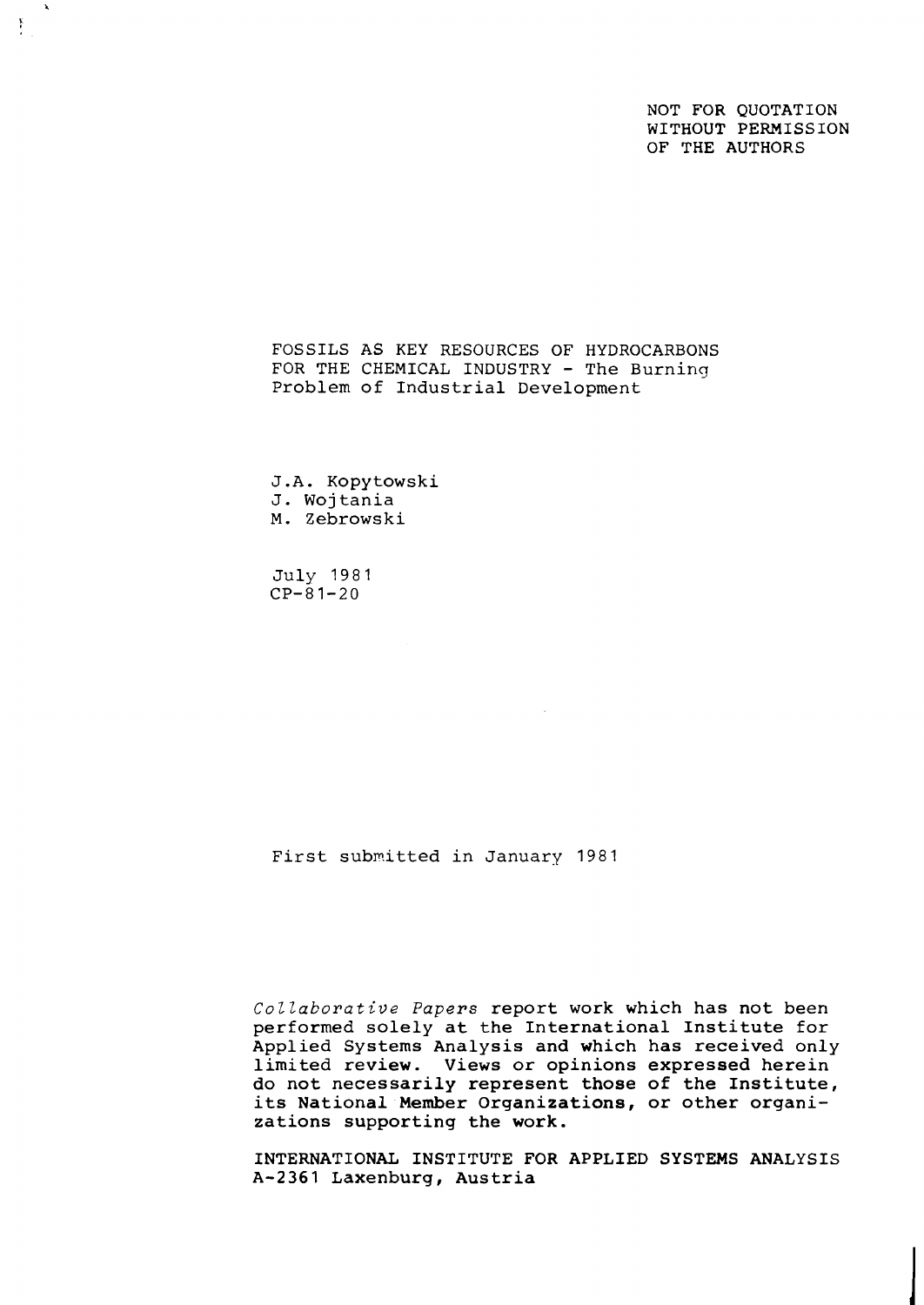NOT FOR QUOTATION
WITHOUT PERMISSION
OF THE AUTHORS

# FOSSILS AS KEY RESOURCES OF HYDROCARBONS FOR THE CHEMICAL INDUSTRY - The Burning Problem of Industrial Development

J.A. Kopytowski
J. Wojtania
M. Zebrowski

July 1981
CP-81-20

First submitted in January 1981

*Collaborative Papers* report work which has not been performed solely at the International Institute for Applied Systems Analysis and which has received only limited review. Views or opinions expressed herein do not necessarily represent those of the Institute, its National Member Organizations, or other organizations supporting the work.

**INTERNATIONAL INSTITUTE FOR APPLIED SYSTEMS ANALYSIS**
**A-2361 Laxenburg, Austria**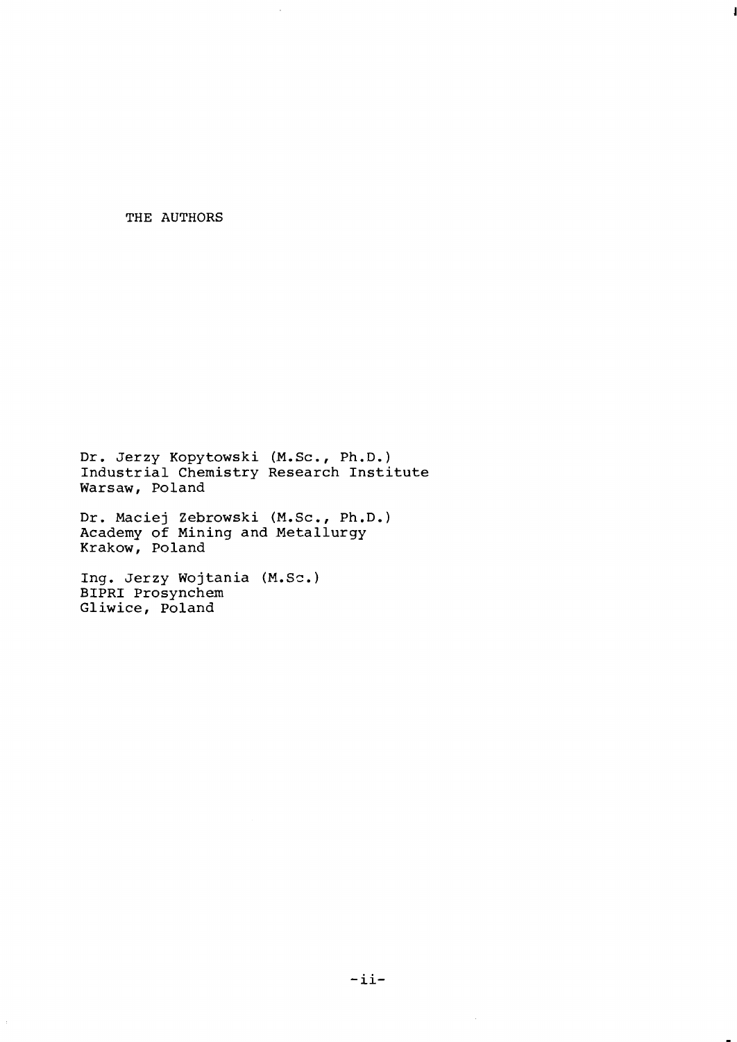# THE AUTHORS

Dr. Jerzy Kopytowski (M.Sc., Ph.D.)
Industrial Chemistry Research Institute
Warsaw, Poland

Dr. Maciej Zebrowski (M.Sc., Ph.D.)
Academy of Mining and Metallurgy
Krakow, Poland

Ing. Jerzy Wojtania (M.Sc.)
BIPRI Prosynchem
Gliwice, Poland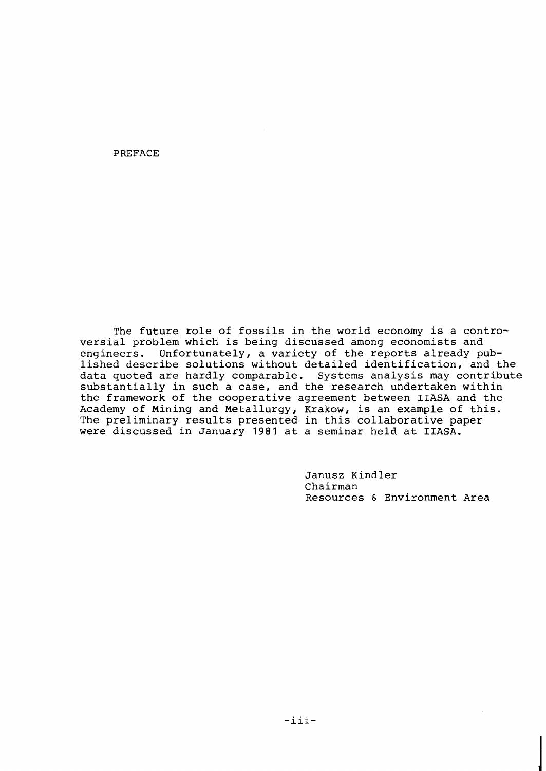# PREFACE

The future role of fossils in the world economy is a controversial problem which is being discussed among economists and engineers. Unfortunately, a variety of the reports already published describe solutions without detailed identification, and the data quoted are hardly comparable. Systems analysis may contribute substantially in such a case, and the research undertaken within the framework of the cooperative agreement between IIASA and the Academy of Mining and Metallurgy, Krakow, is an example of this. The preliminary results presented in this collaborative paper were discussed in January 1981 at a seminar held at IIASA.

Janusz Kindler
Chairman
Resources & Environment Area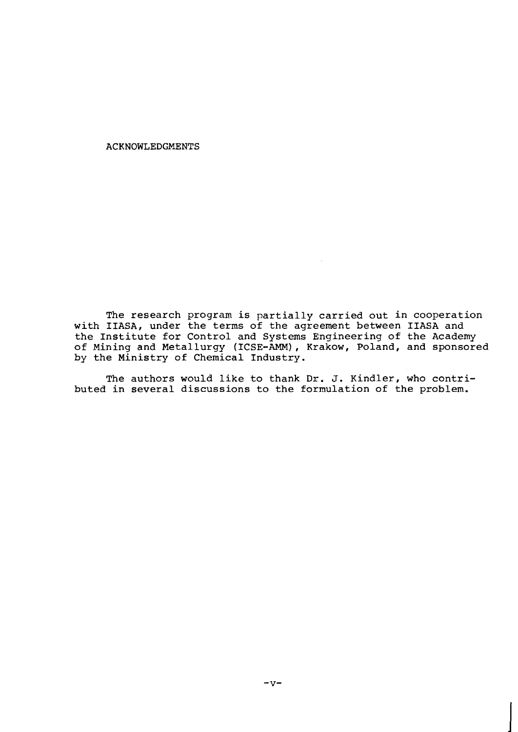# ACKNOWLEDGMENTS

The research program is partially carried out in cooperation with IIASA, under the terms of the agreement between IIASA and the Institute for Control and Systems Engineering of the Academy of Mining and Metallurgy (ICSE-AMM), Krakow, Poland, and sponsored by the Ministry of Chemical Industry.

The authors would like to thank Dr. J. Kindler, who contributed in several discussions to the formulation of the problem.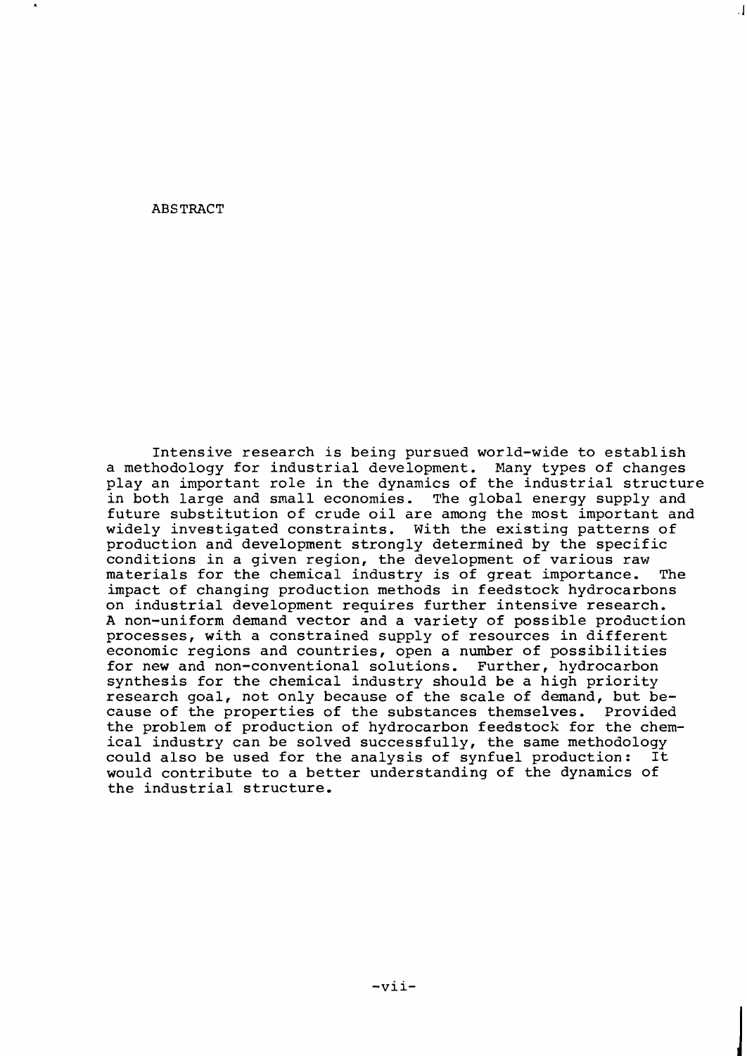# ABSTRACT

Intensive research is being pursued world-wide to establish a methodology for industrial development. Many types of changes play an important role in the dynamics of the industrial structure in both large and small economies. The global energy supply and future substitution of crude oil are among the most important and widely investigated constraints. With the existing patterns of production and development strongly determined by the specific conditions in a given region, the development of various raw materials for the chemical industry is of great importance. The impact of changing production methods in feedstock hydrocarbons on industrial development requires further intensive research. A non-uniform demand vector and a variety of possible production processes, with a constrained supply of resources in different economic regions and countries, open a number of possibilities for new and non-conventional solutions. Further, hydrocarbon synthesis for the chemical industry should be a high priority research goal, not only because of the scale of demand, but because of the properties of the substances themselves. Provided the problem of production of hydrocarbon feedstock for the chemical industry can be solved successfully, the same methodology could also be used for the analysis of synfuel production: It would contribute to a better understanding of the dynamics of the industrial structure.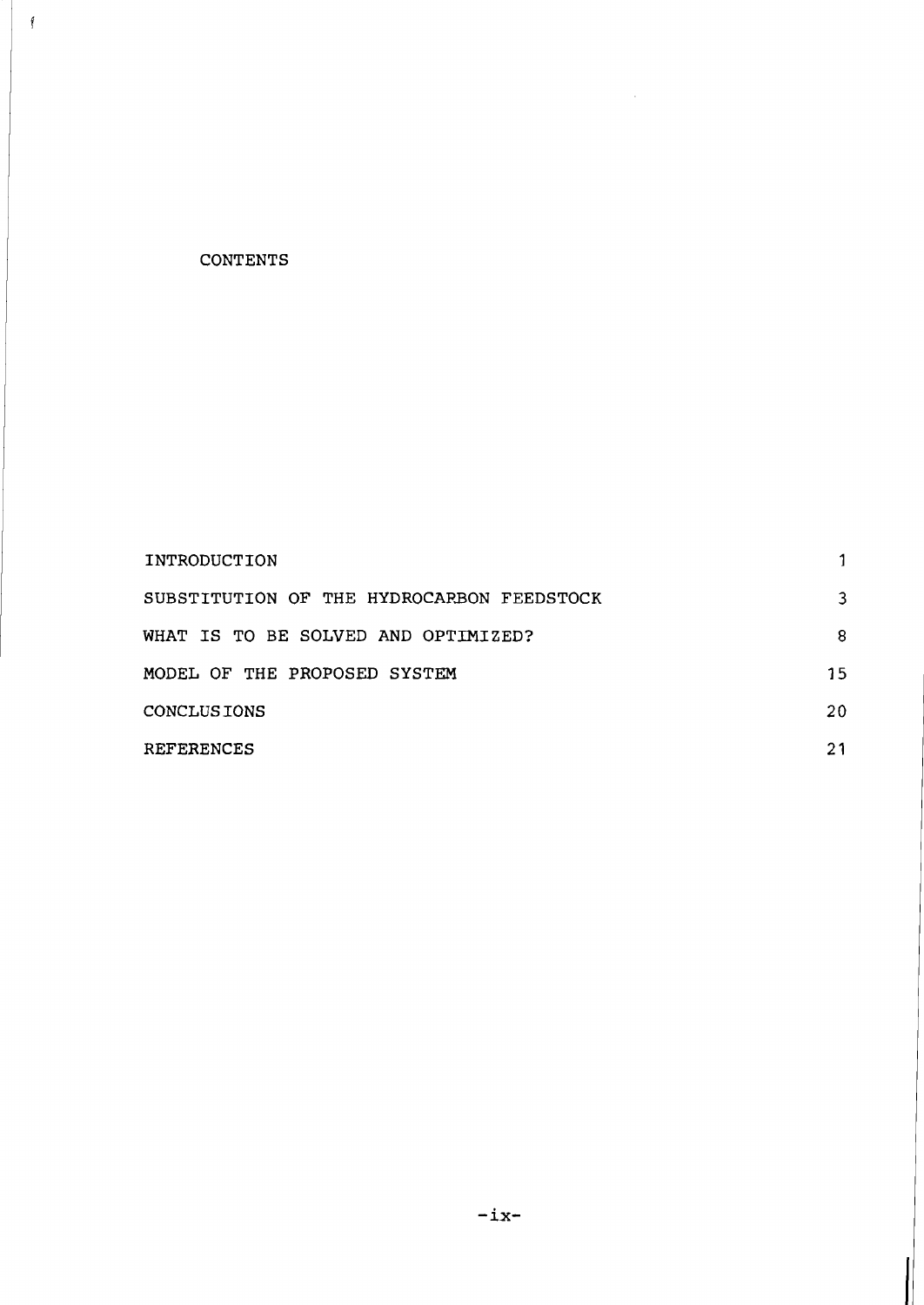# CONTENTS

| | |
|---|---|
| INTRODUCTION | 1 |
| SUBSTITUTION OF THE HYDROCARBON FEEDSTOCK | 3 |
| WHAT IS TO BE SOLVED AND OPTIMIZED? | 8 |
| MODEL OF THE PROPOSED SYSTEM | 15 |
| CONCLUSIONS | 20 |
| REFERENCES | 21 |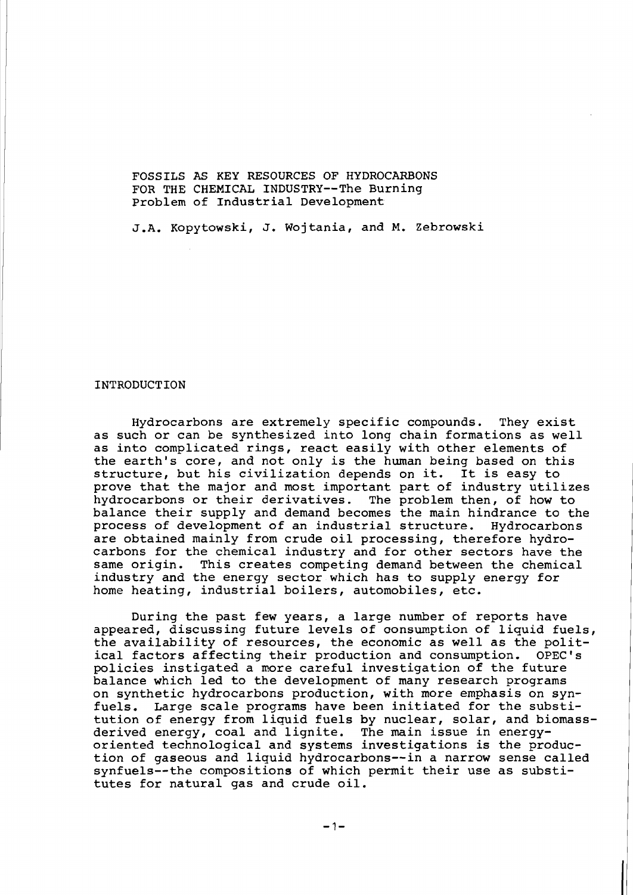# FOSSILS AS KEY RESOURCES OF HYDROCARBONS FOR THE CHEMICAL INDUSTRY--The Burning Problem of Industrial Development

J.A. Kopytowski, J. Wojtania, and M. Zebrowski

## INTRODUCTION

Hydrocarbons are extremely specific compounds. They exist as such or can be synthesized into long chain formations as well as into complicated rings, react easily with other elements of the earth's core, and not only is the human being based on this structure, but his civilization depends on it. It is easy to prove that the major and most important part of industry utilizes hydrocarbons or their derivatives. The problem then, of how to balance their supply and demand becomes the main hindrance to the process of development of an industrial structure. Hydrocarbons are obtained mainly from crude oil processing, therefore hydrocarbons for the chemical industry and for other sectors have the same origin. This creates competing demand between the chemical industry and the energy sector which has to supply energy for home heating, industrial boilers, automobiles, etc.

During the past few years, a large number of reports have appeared, discussing future levels of consumption of liquid fuels, the availability of resources, the economic as well as the political factors affecting their production and consumption. OPEC's policies instigated a more careful investigation of the future balance which led to the development of many research programs on synthetic hydrocarbons production, with more emphasis on synfuels. Large scale programs have been initiated for the substitution of energy from liquid fuels by nuclear, solar, and biomass-derived energy, coal and lignite. The main issue in energy-oriented technological and systems investigations is the production of gaseous and liquid hydrocarbons--in a narrow sense called synfuels--the compositions of which permit their use as substitutes for natural gas and crude oil.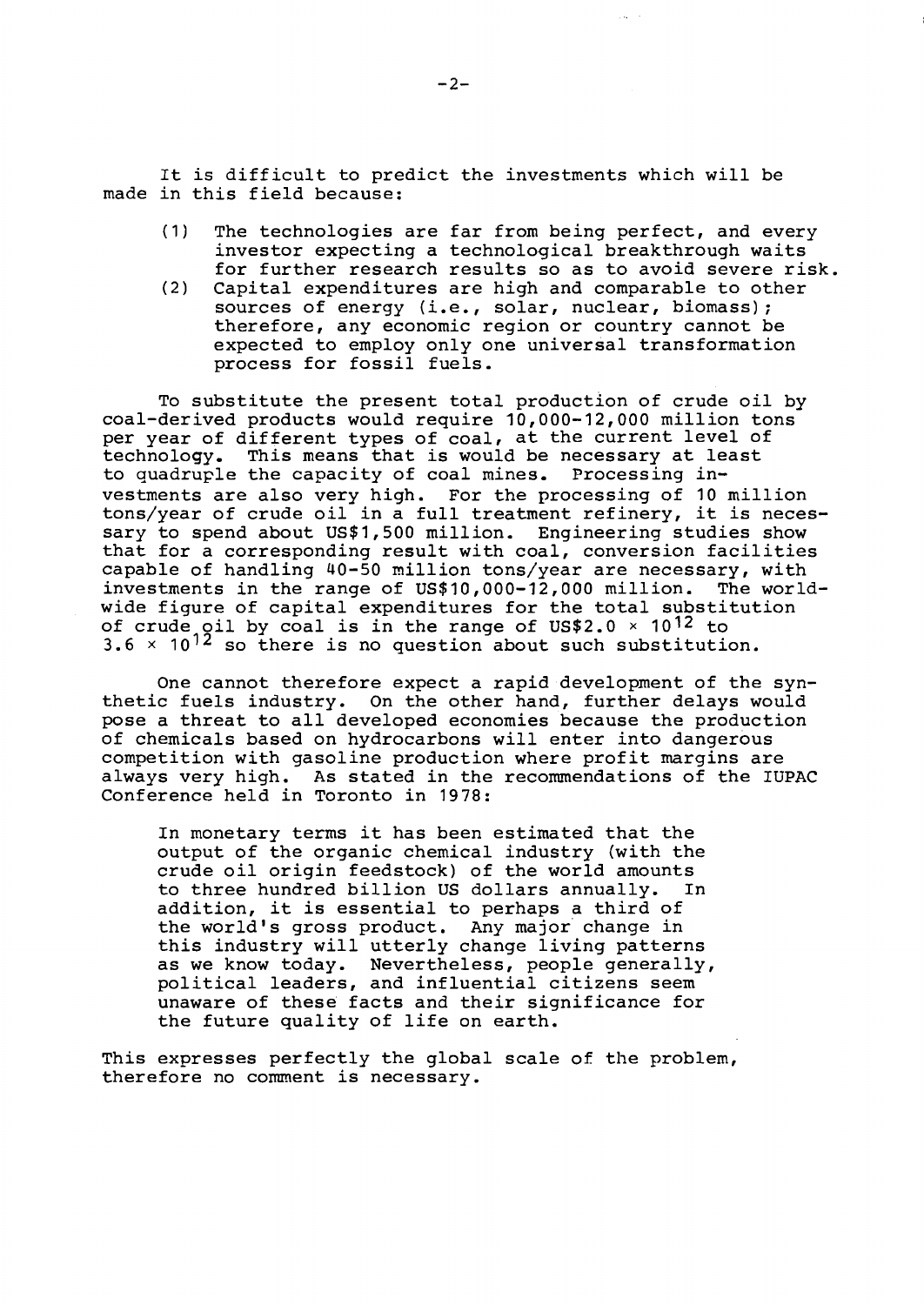It is difficult to predict the investments which will be made in this field because:

(1) The technologies are far from being perfect, and every investor expecting a technological breakthrough waits for further research results so as to avoid severe risk.

(2) Capital expenditures are high and comparable to other sources of energy (i.e., solar, nuclear, biomass); therefore, any economic region or country cannot be expected to employ only one universal transformation process for fossil fuels.

To substitute the present total production of crude oil by coal-derived products would require 10,000-12,000 million tons per year of different types of coal, at the current level of technology. This means that is would be necessary at least to quadruple the capacity of coal mines. Processing investments are also very high. For the processing of 10 million tons/year of crude oil in a full treatment refinery, it is necessary to spend about US$1,500 million. Engineering studies show that for a corresponding result with coal, conversion facilities capable of handling 40-50 million tons/year are necessary, with investments in the range of US$10,000-12,000 million. The worldwide figure of capital expenditures for the total substitution of crude oil by coal is in the range of US$ $2.0 \times 10^{12}$ to $3.6 \times 10^{12}$ so there is no question about such substitution.

One cannot therefore expect a rapid development of the synthetic fuels industry. On the other hand, further delays would pose a threat to all developed economies because the production of chemicals based on hydrocarbons will enter into dangerous competition with gasoline production where profit margins are always very high. As stated in the recommendations of the IUPAC Conference held in Toronto in 1978:

> In monetary terms it has been estimated that the output of the organic chemical industry (with the crude oil origin feedstock) of the world amounts to three hundred billion US dollars annually. In addition, it is essential to perhaps a third of the world's gross product. Any major change in this industry will utterly change living patterns as we know today. Nevertheless, people generally, political leaders, and influential citizens seem unaware of these facts and their significance for the future quality of life on earth.

This expresses perfectly the global scale of the problem, therefore no comment is necessary.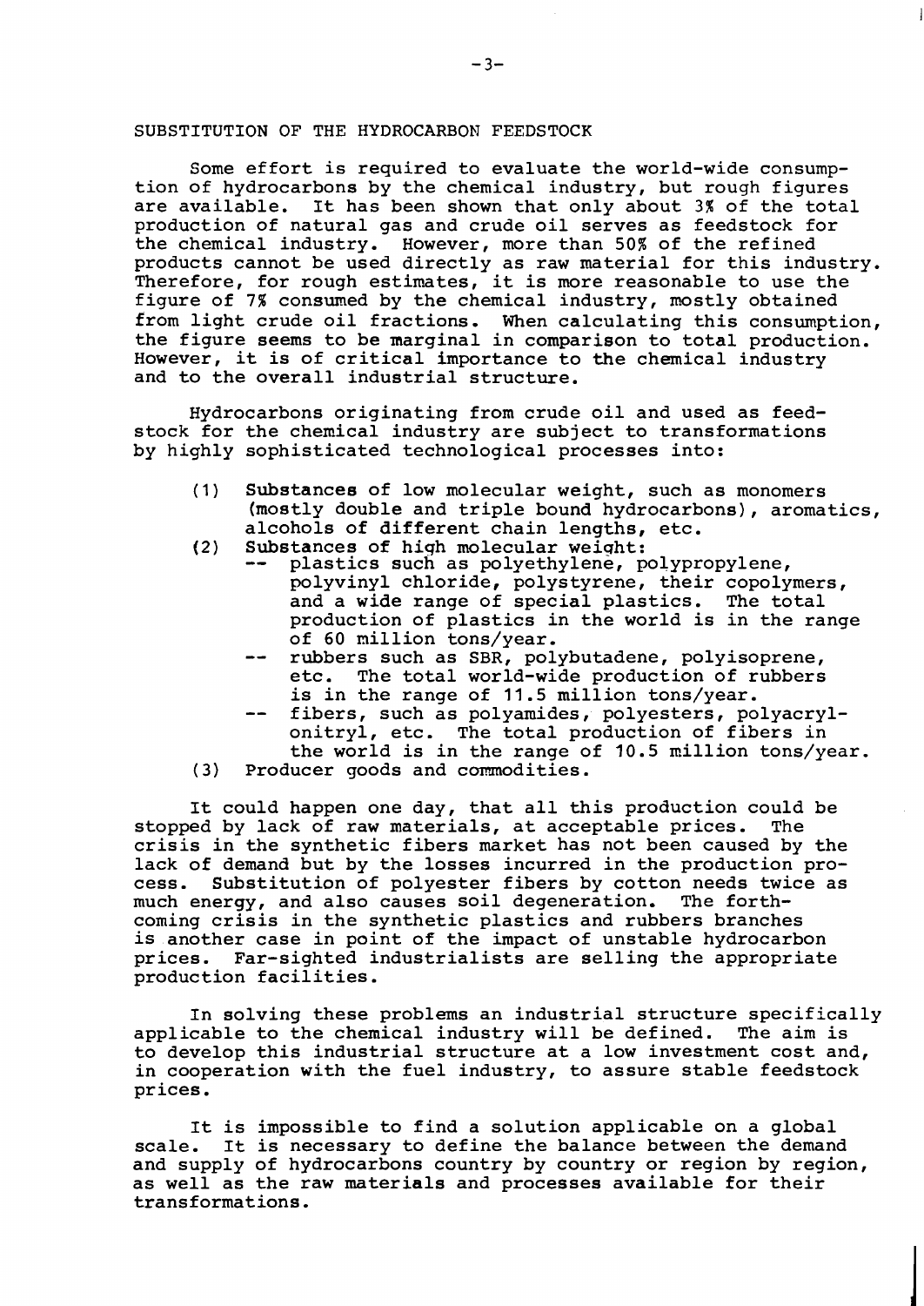## SUBSTITUTION OF THE HYDROCARBON FEEDSTOCK

Some effort is required to evaluate the world-wide consumption of hydrocarbons by the chemical industry, but rough figures are available. It has been shown that only about 3% of the total production of natural gas and crude oil serves as feedstock for the chemical industry. However, more than 50% of the refined products cannot be used directly as raw material for this industry. Therefore, for rough estimates, it is more reasonable to use the figure of 7% consumed by the chemical industry, mostly obtained from light crude oil fractions. When calculating this consumption, the figure seems to be marginal in comparison to total production. However, it is of critical importance to the chemical industry and to the overall industrial structure.

Hydrocarbons originating from crude oil and used as feedstock for the chemical industry are subject to transformations by highly sophisticated technological processes into:

(1) Substances of low molecular weight, such as monomers (mostly double and triple bound hydrocarbons), aromatics, alcohols of different chain lengths, etc.

(2) Substances of high molecular weight:
- plastics such as polyethylene, polypropylene, polyvinyl chloride, polystyrene, their copolymers, and a wide range of special plastics. The total production of plastics in the world is in the range of 60 million tons/year.
- rubbers such as SBR, polybutadene, polyisoprene, etc. The total world-wide production of rubbers is in the range of 11.5 million tons/year.
- fibers, such as polyamides, polyesters, polyacrylonitryl, etc. The total production of fibers in the world is in the range of 10.5 million tons/year.

(3) Producer goods and commodities.

It could happen one day, that all this production could be stopped by lack of raw materials, at acceptable prices. The crisis in the synthetic fibers market has not been caused by the lack of demand but by the losses incurred in the production process. Substitution of polyester fibers by cotton needs twice as much energy, and also causes soil degeneration. The forthcoming crisis in the synthetic plastics and rubbers branches is another case in point of the impact of unstable hydrocarbon prices. Far-sighted industrialists are selling the appropriate production facilities.

In solving these problems an industrial structure specifically applicable to the chemical industry will be defined. The aim is to develop this industrial structure at a low investment cost and, in cooperation with the fuel industry, to assure stable feedstock prices.

It is impossible to find a solution applicable on a global scale. It is necessary to define the balance between the demand and supply of hydrocarbons country by country or region by region, as well as the raw materials and processes available for their transformations.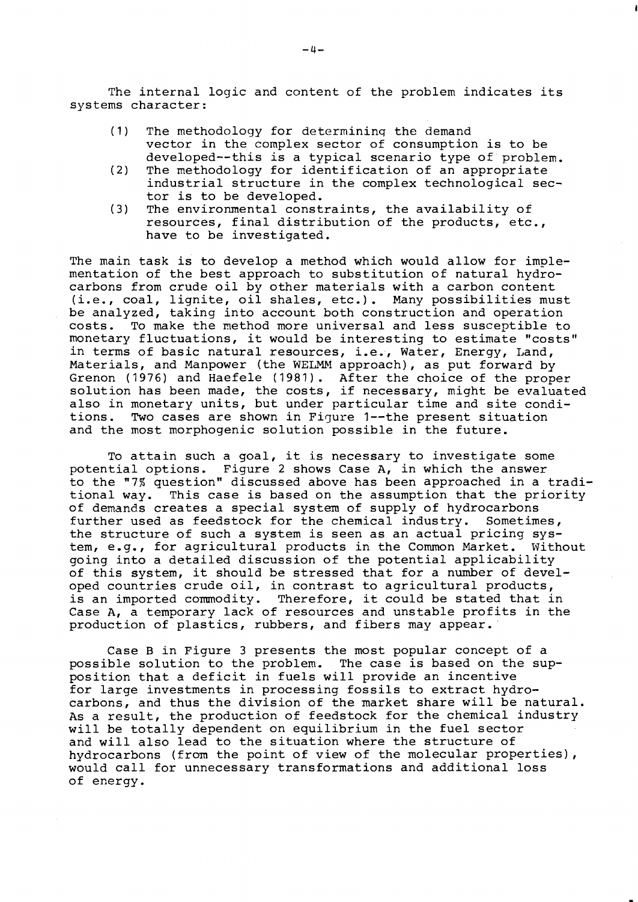The internal logic and content of the problem indicates its systems character:

(1) The methodology for determining the demand vector in the complex sector of consumption is to be developed--this is a typical scenario type of problem.
(2) The methodology for identification of an appropriate industrial structure in the complex technological sector is to be developed.
(3) The environmental constraints, the availability of resources, final distribution of the products, etc., have to be investigated.

The main task is to develop a method which would allow for implementation of the best approach to substitution of natural hydrocarbons from crude oil by other materials with a carbon content (i.e., coal, lignite, oil shales, etc.). Many possibilities must be analyzed, taking into account both construction and operation costs. To make the method more universal and less susceptible to monetary fluctuations, it would be interesting to estimate "costs" in terms of basic natural resources, i.e., Water, Energy, Land, Materials, and Manpower (the WELMM approach), as put forward by Grenon (1976) and Haefele (1981). After the choice of the proper solution has been made, the costs, if necessary, might be evaluated also in monetary units, but under particular time and site conditions. Two cases are shown in Figure 1--the present situation and the most morphogenic solution possible in the future.

To attain such a goal, it is necessary to investigate some potential options. Figure 2 shows Case A, in which the answer to the "7% question" discussed above has been approached in a traditional way. This case is based on the assumption that the priority of demands creates a special system of supply of hydrocarbons further used as feedstock for the chemical industry. Sometimes, the structure of such a system is seen as an actual pricing system, e.g., for agricultural products in the Common Market. Without going into a detailed discussion of the potential applicability of this system, it should be stressed that for a number of developed countries crude oil, in contrast to agricultural products, is an imported commodity. Therefore, it could be stated that in Case A, a temporary lack of resources and unstable profits in the production of plastics, rubbers, and fibers may appear.

Case B in Figure 3 presents the most popular concept of a possible solution to the problem. The case is based on the supposition that a deficit in fuels will provide an incentive for large investments in processing fossils to extract hydrocarbons, and thus the division of the market share will be natural. As a result, the production of feedstock for the chemical industry will be totally dependent on equilibrium in the fuel sector and will also lead to the situation where the structure of hydrocarbons (from the point of view of the molecular properties), would call for unnecessary transformations and additional loss of energy.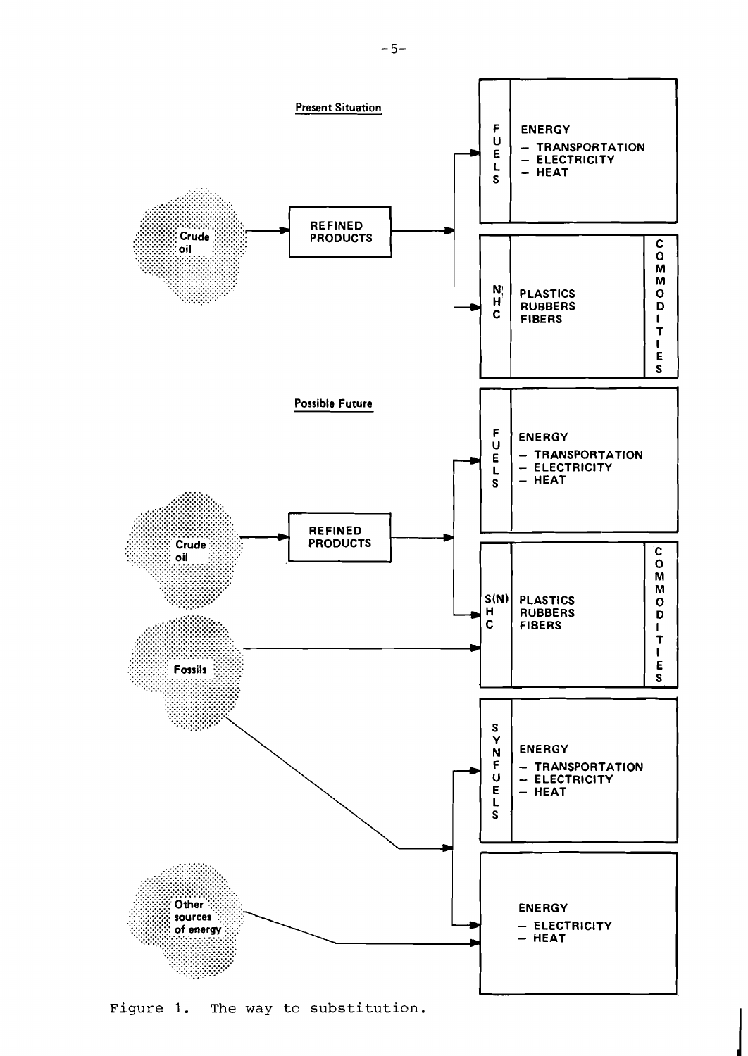**Present Situation**

Crude oil → REFINED PRODUCTS →

- FUELS: ENERGY
  - – TRANSPORTATION
  - – ELECTRICITY
  - – HEAT
- NHC: PLASTICS, RUBBERS, FIBERS — COMMODITIES

**Possible Future**

Crude oil → REFINED PRODUCTS →

- FUELS: ENERGY
  - – TRANSPORTATION
  - – ELECTRICITY
  - – HEAT
- S(N)HC: PLASTICS, RUBBERS, FIBERS — COMMODITIES

Fossils → S(N)HC; SYNFUELS; ENERGY

- SYNFUELS: ENERGY
  - – TRANSPORTATION
  - – ELECTRICITY
  - – HEAT

Other sources of energy → ENERGY

- ENERGY
  - – ELECTRICITY
  - – HEAT

Figure 1. The way to substitution.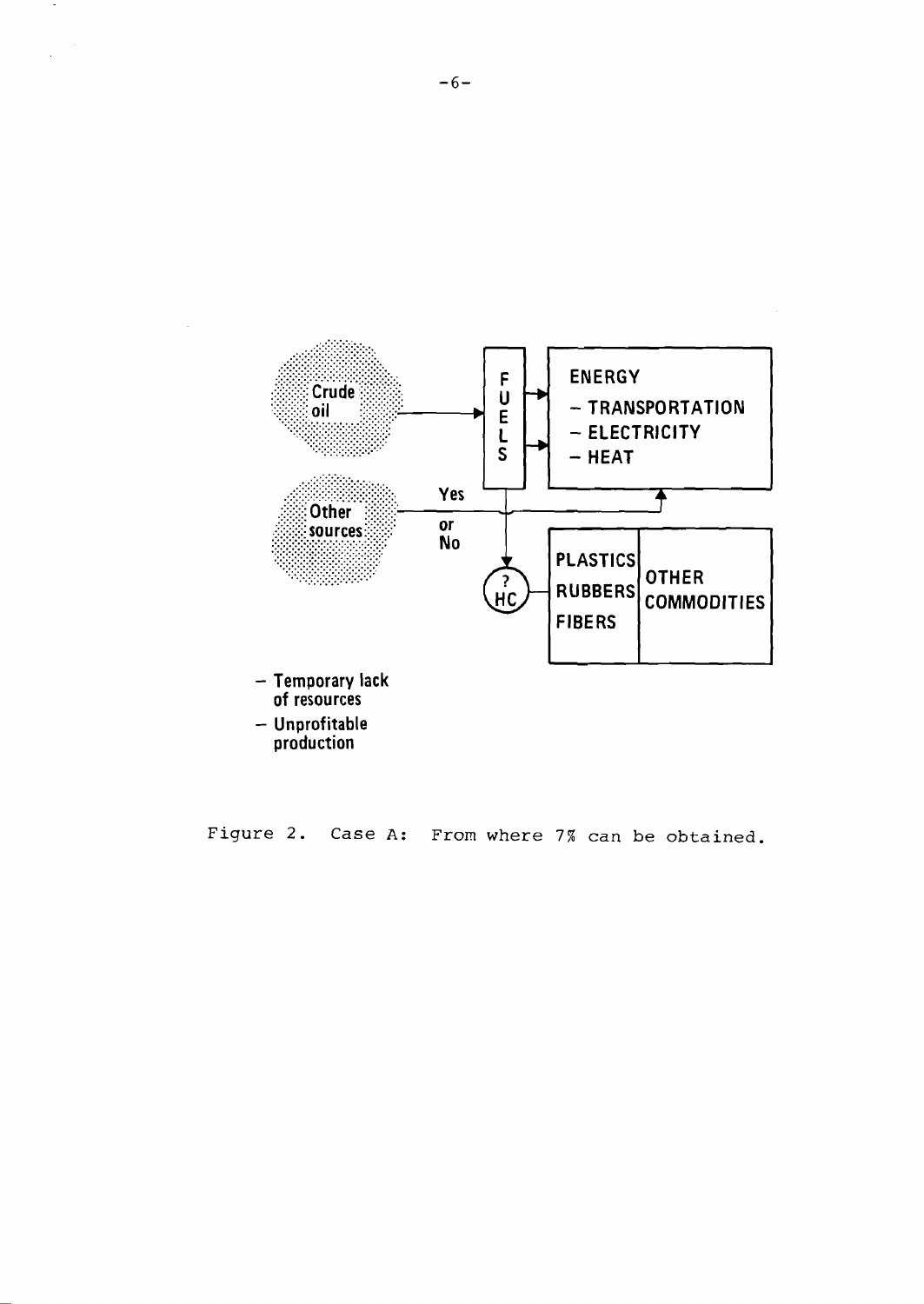Crude oil

Other sources

Yes or No

FUELS

ENERGY
- TRANSPORTATION
- ELECTRICITY
- HEAT

? HC

PLASTICS
RUBBERS
FIBERS

OTHER COMMODITIES

- Temporary lack of resources
- Unprofitable production

Figure 2. Case A: From where 7% can be obtained.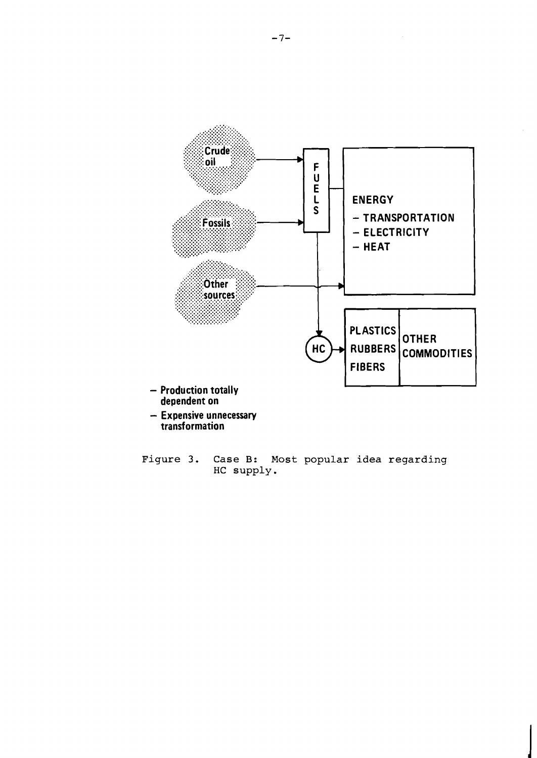Crude oil

Fossils

Other sources

FUELS

ENERGY
- TRANSPORTATION
- ELECTRICITY
- HEAT

HC

PLASTICS
RUBBERS
FIBERS

OTHER COMMODITIES

- Production totally dependent on
- Expensive unnecessary transformation

Figure 3. Case B: Most popular idea regarding HC supply.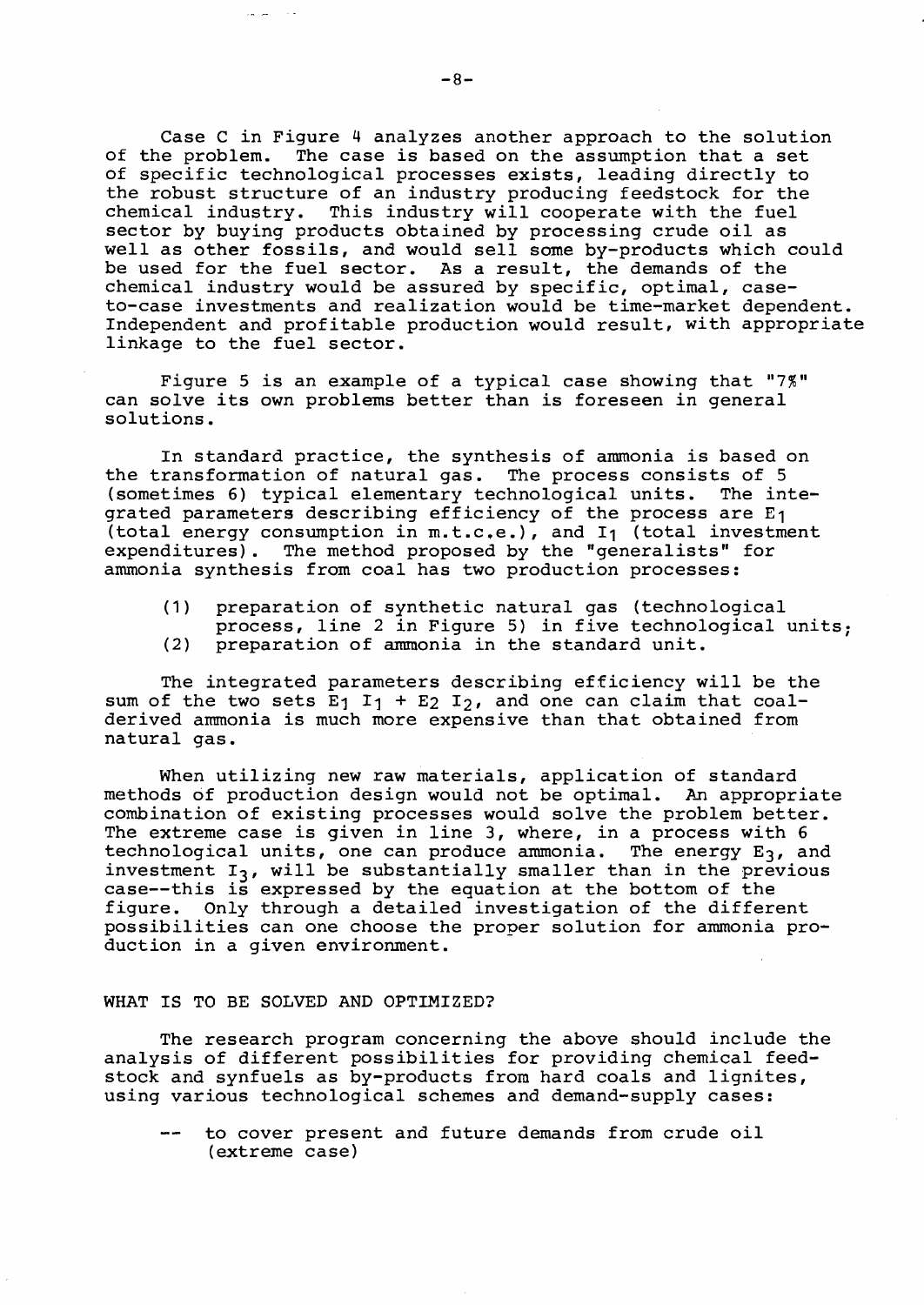Case C in Figure 4 analyzes another approach to the solution of the problem. The case is based on the assumption that a set of specific technological processes exists, leading directly to the robust structure of an industry producing feedstock for the chemical industry. This industry will cooperate with the fuel sector by buying products obtained by processing crude oil as well as other fossils, and would sell some by-products which could be used for the fuel sector. As a result, the demands of the chemical industry would be assured by specific, optimal, case-to-case investments and realization would be time-market dependent. Independent and profitable production would result, with appropriate linkage to the fuel sector.

Figure 5 is an example of a typical case showing that "7%" can solve its own problems better than is foreseen in general solutions.

In standard practice, the synthesis of ammonia is based on the transformation of natural gas. The process consists of 5 (sometimes 6) typical elementary technological units. The integrated parameters describing efficiency of the process are $E_1$ (total energy consumption in m.t.c.e.), and $I_1$ (total investment expenditures). The method proposed by the "generalists" for ammonia synthesis from coal has two production processes:

(1) preparation of synthetic natural gas (technological process, line 2 in Figure 5) in five technological units;
(2) preparation of ammonia in the standard unit.

The integrated parameters describing efficiency will be the sum of the two sets $E_1 \, I_1 + E_2 \, I_2$, and one can claim that coal-derived ammonia is much more expensive than that obtained from natural gas.

When utilizing new raw materials, application of standard methods of production design would not be optimal. An appropriate combination of existing processes would solve the problem better. The extreme case is given in line 3, where, in a process with 6 technological units, one can produce ammonia. The energy $E_3$, and investment $I_3$, will be substantially smaller than in the previous case--this is expressed by the equation at the bottom of the figure. Only through a detailed investigation of the different possibilities can one choose the proper solution for ammonia production in a given environment.

## WHAT IS TO BE SOLVED AND OPTIMIZED?

The research program concerning the above should include the analysis of different possibilities for providing chemical feedstock and synfuels as by-products from hard coals and lignites, using various technological schemes and demand-supply cases:

-- to cover present and future demands from crude oil (extreme case)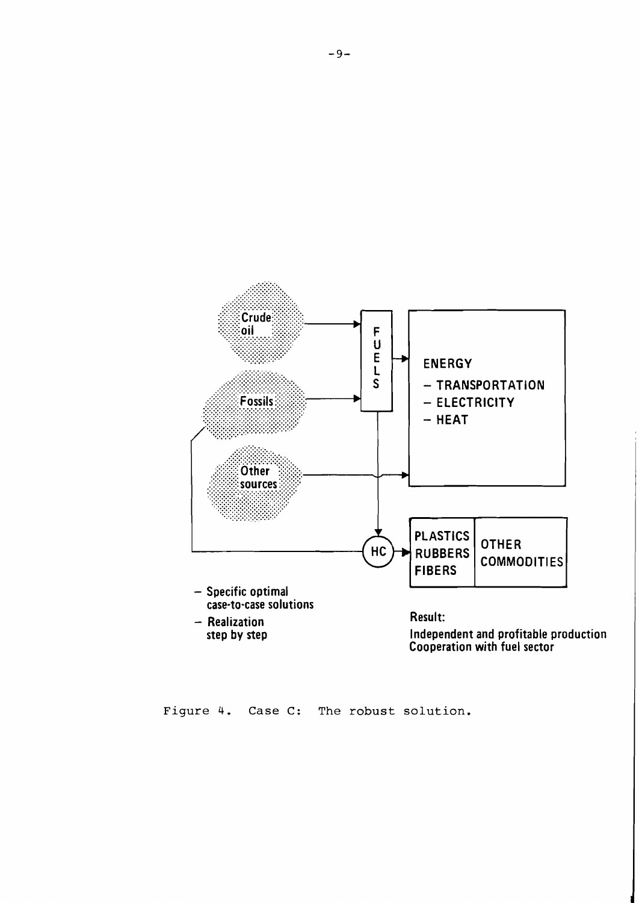Crude oil

Fossils

Other sources

FUELS

ENERGY
- TRANSPORTATION
- ELECTRICITY
- HEAT

HC

PLASTICS
RUBBERS
FIBERS

OTHER COMMODITIES

- Specific optimal case-to-case solutions
- Realization step by step

Result:
Independent and profitable production
Cooperation with fuel sector

Figure 4. Case C: The robust solution.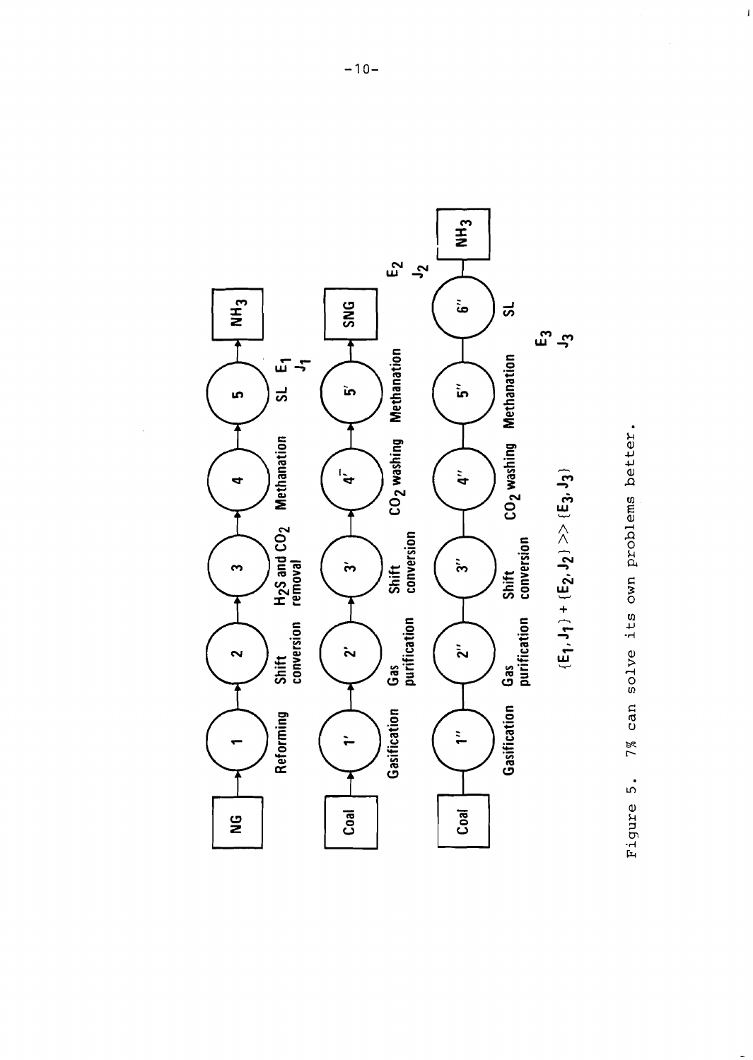NG → 1 (Reforming) → 2 (Shift conversion) → 3 ($H_2S$ and $CO_2$ removal) → 4 (Methanation) → 5 (SL) → $NH_3$ — $E_1$, $J_1$

Coal → 1′ (Gasification) → 2′ (Gas purification) → 3′ (Shift conversion) → 4′ ($CO_2$ washing) → 5′ (Methanation) → SNG — $E_2$, $J_2$

Coal — 1″ (Gasification) — 2″ (Gas purification) — 3″ (Shift conversion) — 4″ ($CO_2$ washing) — 5″ (Methanation) — 6″ (SL) — $NH_3$ — $E_3$, $J_3$

$$\{E_1, J_1\} + \{E_2, J_2\} >> \{E_3, J_3\}$$

Figure 5. 7% can solve its own problems better.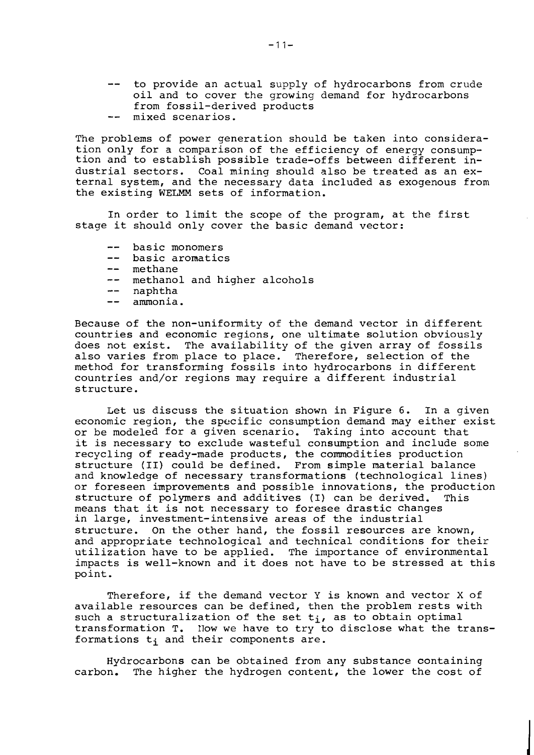- to provide an actual supply of hydrocarbons from crude oil and to cover the growing demand for hydrocarbons from fossil-derived products
- mixed scenarios.

The problems of power generation should be taken into consideration only for a comparison of the efficiency of energy consumption and to establish possible trade-offs between different industrial sectors. Coal mining should also be treated as an external system, and the necessary data included as exogenous from the existing WELMM sets of information.

In order to limit the scope of the program, at the first stage it should only cover the basic demand vector:

- basic monomers
- basic aromatics
- methane
- methanol and higher alcohols
- naphtha
- ammonia.

Because of the non-uniformity of the demand vector in different countries and economic regions, one ultimate solution obviously does not exist. The availability of the given array of fossils also varies from place to place. Therefore, selection of the method for transforming fossils into hydrocarbons in different countries and/or regions may require a different industrial structure.

Let us discuss the situation shown in Figure 6. In a given economic region, the specific consumption demand may either exist or be modeled for a given scenario. Taking into account that it is necessary to exclude wasteful consumption and include some recycling of ready-made products, the commodities production structure (II) could be defined. From simple material balance and knowledge of necessary transformations (technological lines) or foreseen improvements and possible innovations, the production structure of polymers and additives (I) can be derived. This means that it is not necessary to foresee drastic changes in large, investment-intensive areas of the industrial structure. On the other hand, the fossil resources are known, and appropriate technological and technical conditions for their utilization have to be applied. The importance of environmental impacts is well-known and it does not have to be stressed at this point.

Therefore, if the demand vector Y is known and vector X of available resources can be defined, then the problem rests with such a structuralization of the set $t_i$, as to obtain optimal transformation T. Now we have to try to disclose what the transformations $t_i$ and their components are.

Hydrocarbons can be obtained from any substance containing carbon. The higher the hydrogen content, the lower the cost of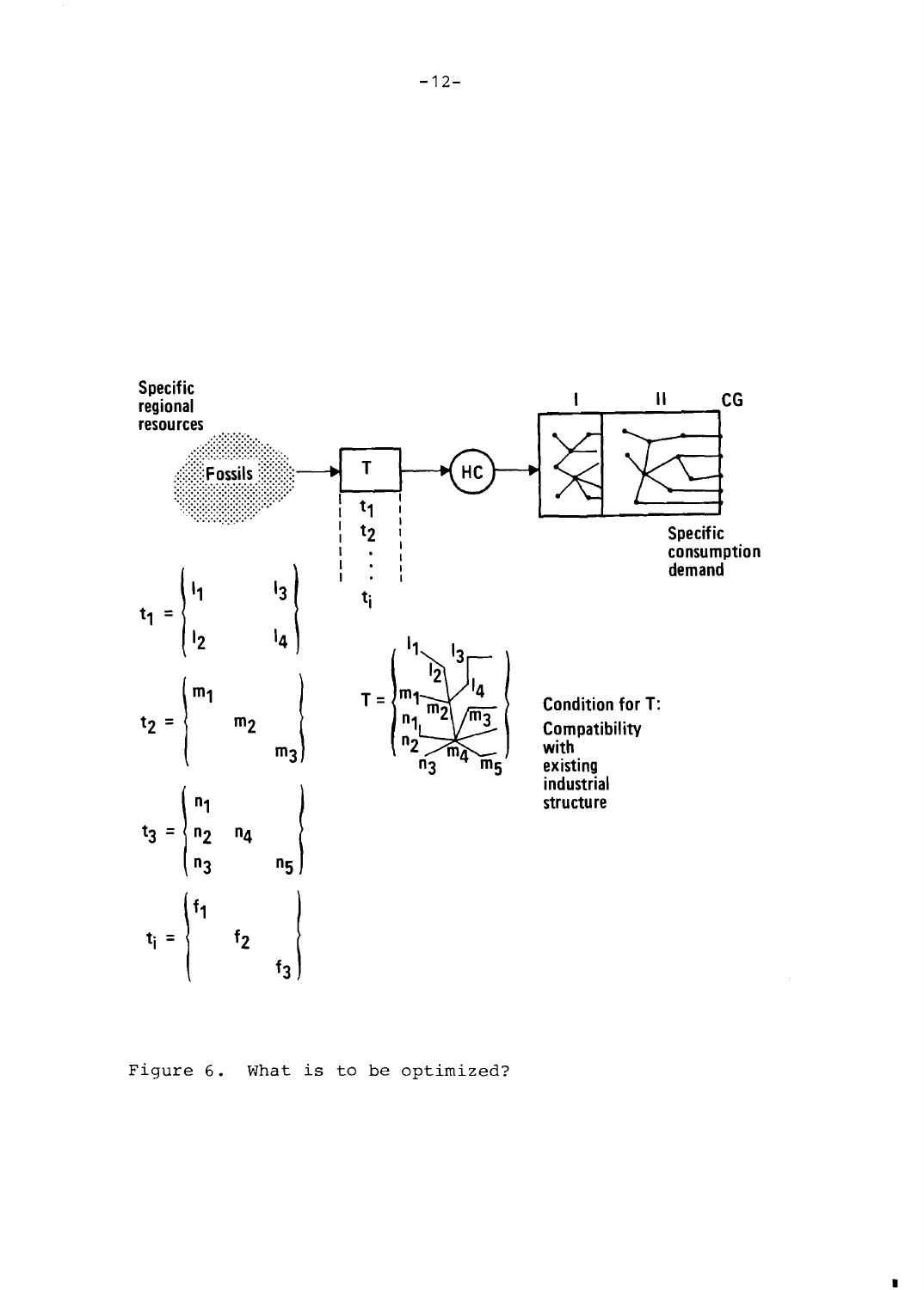Specific regional resources

Fossils → T → HC → I | II | CG

Specific consumption demand

$t_1, t_2, \ldots, t_i$

$$t_1 = \begin{Bmatrix} l_1 & l_3 \\ l_2 & l_4 \end{Bmatrix}$$

$$t_2 = \begin{Bmatrix} m_1 & & \\ & m_2 & \\ & & m_3 \end{Bmatrix}$$

$$t_3 = \begin{Bmatrix} n_1 & & \\ n_2 & n_4 & \\ n_3 & & n_5 \end{Bmatrix}$$

$$t_i = \begin{Bmatrix} f_1 & & \\ & f_2 & \\ & & f_3 \end{Bmatrix}$$

$T = \{l_1, l_2, l_3, l_4, m_1, m_2, m_3, m_4, m_5, n_1, n_2, n_3\}$

**Condition for T: Compatibility with existing industrial structure**

Figure 6. What is to be optimized?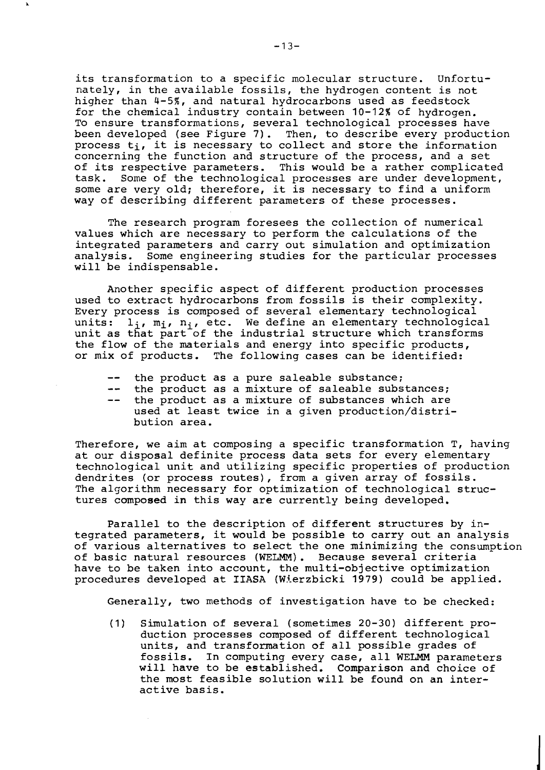its transformation to a specific molecular structure. Unfortunately, in the available fossils, the hydrogen content is not higher than 4-5%, and natural hydrocarbons used as feedstock for the chemical industry contain between 10-12% of hydrogen. To ensure transformations, several technological processes have been developed (see Figure 7). Then, to describe every production process $t_i$, it is necessary to collect and store the information concerning the function and structure of the process, and a set of its respective parameters. This would be a rather complicated task. Some of the technological processes are under development, some are very old; therefore, it is necessary to find a uniform way of describing different parameters of these processes.

The research program foresees the collection of numerical values which are necessary to perform the calculations of the integrated parameters and carry out simulation and optimization analysis. Some engineering studies for the particular processes will be indispensable.

Another specific aspect of different production processes used to extract hydrocarbons from fossils is their complexity. Every process is composed of several elementary technological units: $l_i$, $m_i$, $n_i$, etc. We define an elementary technological unit as that part of the industrial structure which transforms the flow of the materials and energy into specific products, or mix of products. The following cases can be identified:

-- the product as a pure saleable substance;
-- the product as a mixture of saleable substances;
-- the product as a mixture of substances which are used at least twice in a given production/distribution area.

Therefore, we aim at composing a specific transformation T, having at our disposal definite process data sets for every elementary technological unit and utilizing specific properties of production dendrites (or process routes), from a given array of fossils. The algorithm necessary for optimization of technological structures composed in this way are currently being developed.

Parallel to the description of different structures by integrated parameters, it would be possible to carry out an analysis of various alternatives to select the one minimizing the consumption of basic natural resources (WELMM). Because several criteria have to be taken into account, the multi-objective optimization procedures developed at IIASA (Wierzbicki 1979) could be applied.

Generally, two methods of investigation have to be checked:

(1) Simulation of several (sometimes 20-30) different production processes composed of different technological units, and transformation of all possible grades of fossils. In computing every case, all WELMM parameters will have to be established. Comparison and choice of the most feasible solution will be found on an interactive basis.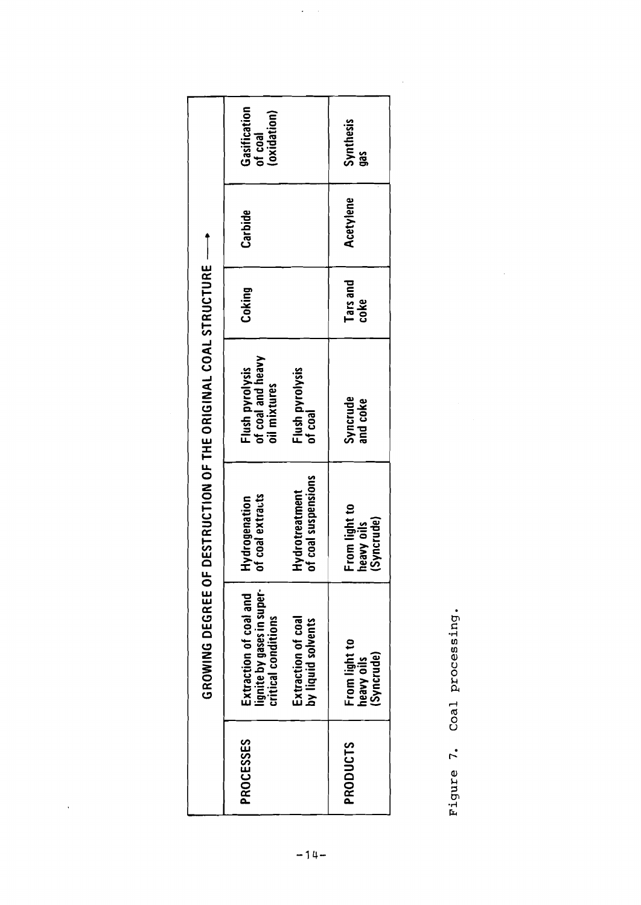| | GROWING DEGREE OF DESTRUCTION OF THE ORIGINAL COAL STRUCTURE → | | | | |
|---|---|---|---|---|---|
| PROCESSES | Extraction of coal and lignite by gases in super-critical conditions<br><br>Extraction of coal by liquid solvents | Hydrogenation of coal extracts<br><br>Hydrotreatment of coal suspensions | Flush pyrolysis of coal and heavy oil mixtures<br><br>Flush pyrolysis of coal | Coking | Carbide | Gasification of coal (oxidation) |
| PRODUCTS | From light to heavy oils (Syncrude) | From light to heavy oils (Syncrude) | Syncrude and coke | Tars and coke | Acetylene | Synthesis gas |

Figure 7. Coal processing.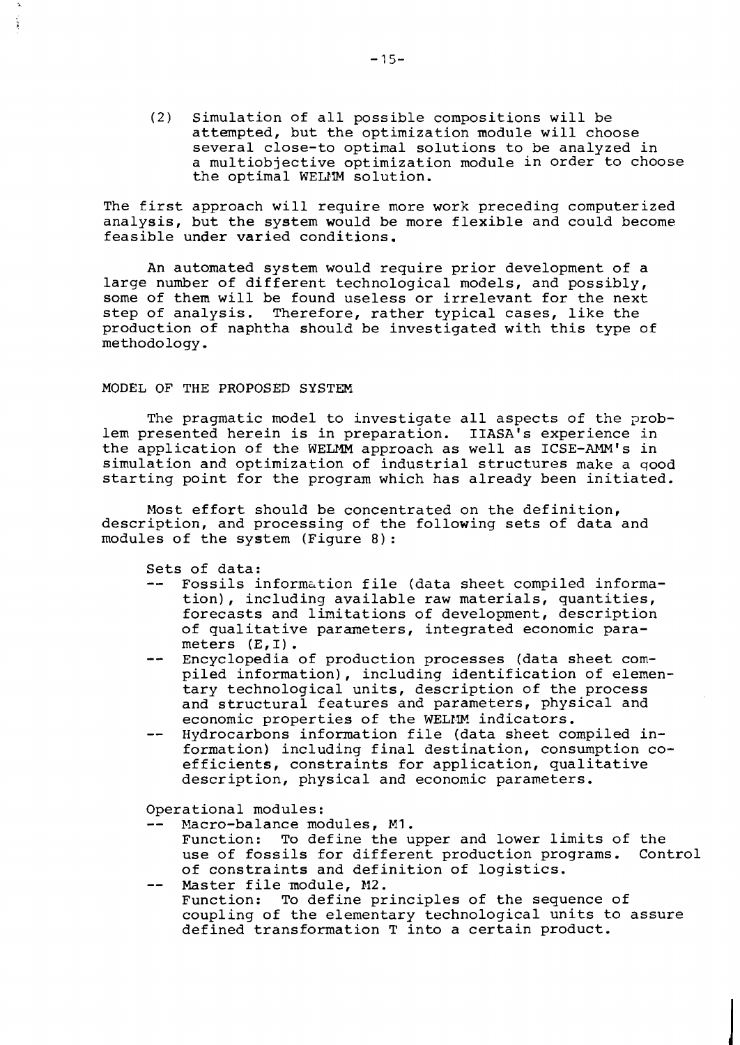(2) Simulation of all possible compositions will be attempted, but the optimization module will choose several close-to optimal solutions to be analyzed in a multiobjective optimization module in order to choose the optimal WELMM solution.

The first approach will require more work preceding computerized analysis, but the system would be more flexible and could become feasible under varied conditions.

An automated system would require prior development of a large number of different technological models, and possibly, some of them will be found useless or irrelevant for the next step of analysis. Therefore, rather typical cases, like the production of naphtha should be investigated with this type of methodology.

## MODEL OF THE PROPOSED SYSTEM

The pragmatic model to investigate all aspects of the problem presented herein is in preparation. IIASA's experience in the application of the WELMM approach as well as ICSE-AMM's in simulation and optimization of industrial structures make a good starting point for the program which has already been initiated.

Most effort should be concentrated on the definition, description, and processing of the following sets of data and modules of the system (Figure 8):

Sets of data:

- Fossils information file (data sheet compiled information), including available raw materials, quantities, forecasts and limitations of development, description of qualitative parameters, integrated economic parameters (E,I).
- Encyclopedia of production processes (data sheet compiled information), including identification of elementary technological units, description of the process and structural features and parameters, physical and economic properties of the WELMM indicators.
- Hydrocarbons information file (data sheet compiled information) including final destination, consumption coefficients, constraints for application, qualitative description, physical and economic parameters.

Operational modules:

- Macro-balance modules, M1.
  Function: To define the upper and lower limits of the use of fossils for different production programs. Control of constraints and definition of logistics.
- Master file module, M2.
  Function: To define principles of the sequence of coupling of the elementary technological units to assure defined transformation T into a certain product.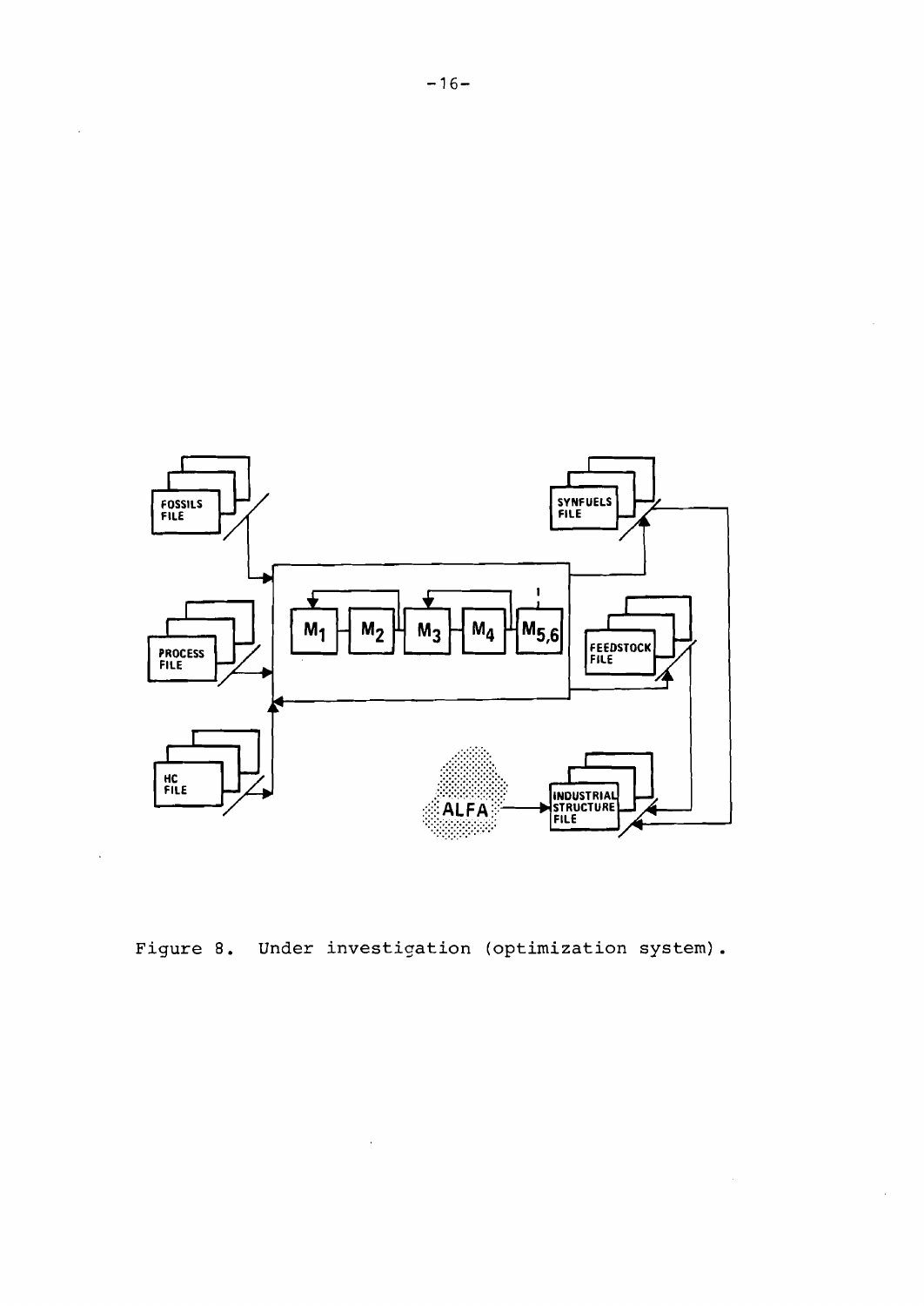Figure 8. Under investigation (optimization system).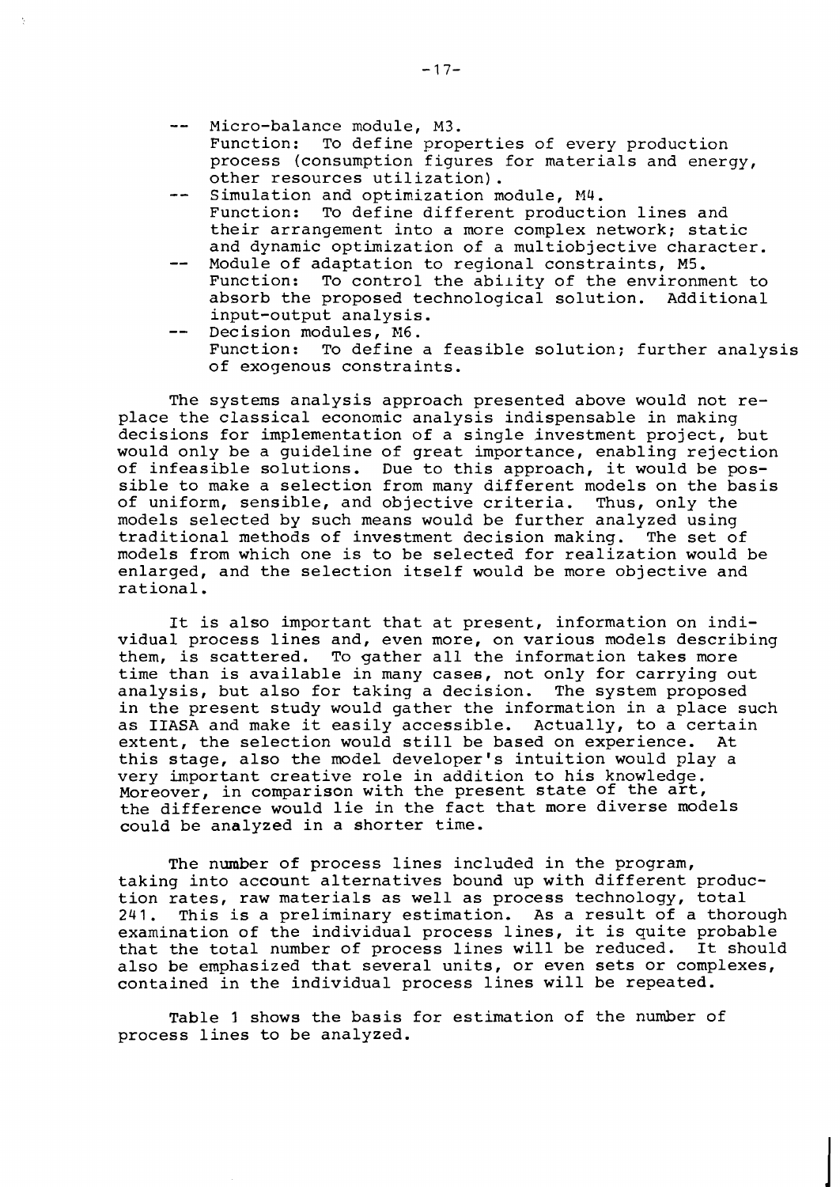- -- Micro-balance module, M3.
  Function: To define properties of every production process (consumption figures for materials and energy, other resources utilization).
- -- Simulation and optimization module, M4.
  Function: To define different production lines and their arrangement into a more complex network; static and dynamic optimization of a multiobjective character.
- -- Module of adaptation to regional constraints, M5.
  Function: To control the ability of the environment to absorb the proposed technological solution. Additional input-output analysis.
- -- Decision modules, M6.
  Function: To define a feasible solution; further analysis of exogenous constraints.

The systems analysis approach presented above would not replace the classical economic analysis indispensable in making decisions for implementation of a single investment project, but would only be a guideline of great importance, enabling rejection of infeasible solutions. Due to this approach, it would be possible to make a selection from many different models on the basis of uniform, sensible, and objective criteria. Thus, only the models selected by such means would be further analyzed using traditional methods of investment decision making. The set of models from which one is to be selected for realization would be enlarged, and the selection itself would be more objective and rational.

It is also important that at present, information on individual process lines and, even more, on various models describing them, is scattered. To gather all the information takes more time than is available in many cases, not only for carrying out analysis, but also for taking a decision. The system proposed in the present study would gather the information in a place such as IIASA and make it easily accessible. Actually, to a certain extent, the selection would still be based on experience. At this stage, also the model developer's intuition would play a very important creative role in addition to his knowledge. Moreover, in comparison with the present state of the art, the difference would lie in the fact that more diverse models could be analyzed in a shorter time.

The number of process lines included in the program, taking into account alternatives bound up with different production rates, raw materials as well as process technology, total 241. This is a preliminary estimation. As a result of a thorough examination of the individual process lines, it is quite probable that the total number of process lines will be reduced. It should also be emphasized that several units, or even sets or complexes, contained in the individual process lines will be repeated.

Table 1 shows the basis for estimation of the number of process lines to be analyzed.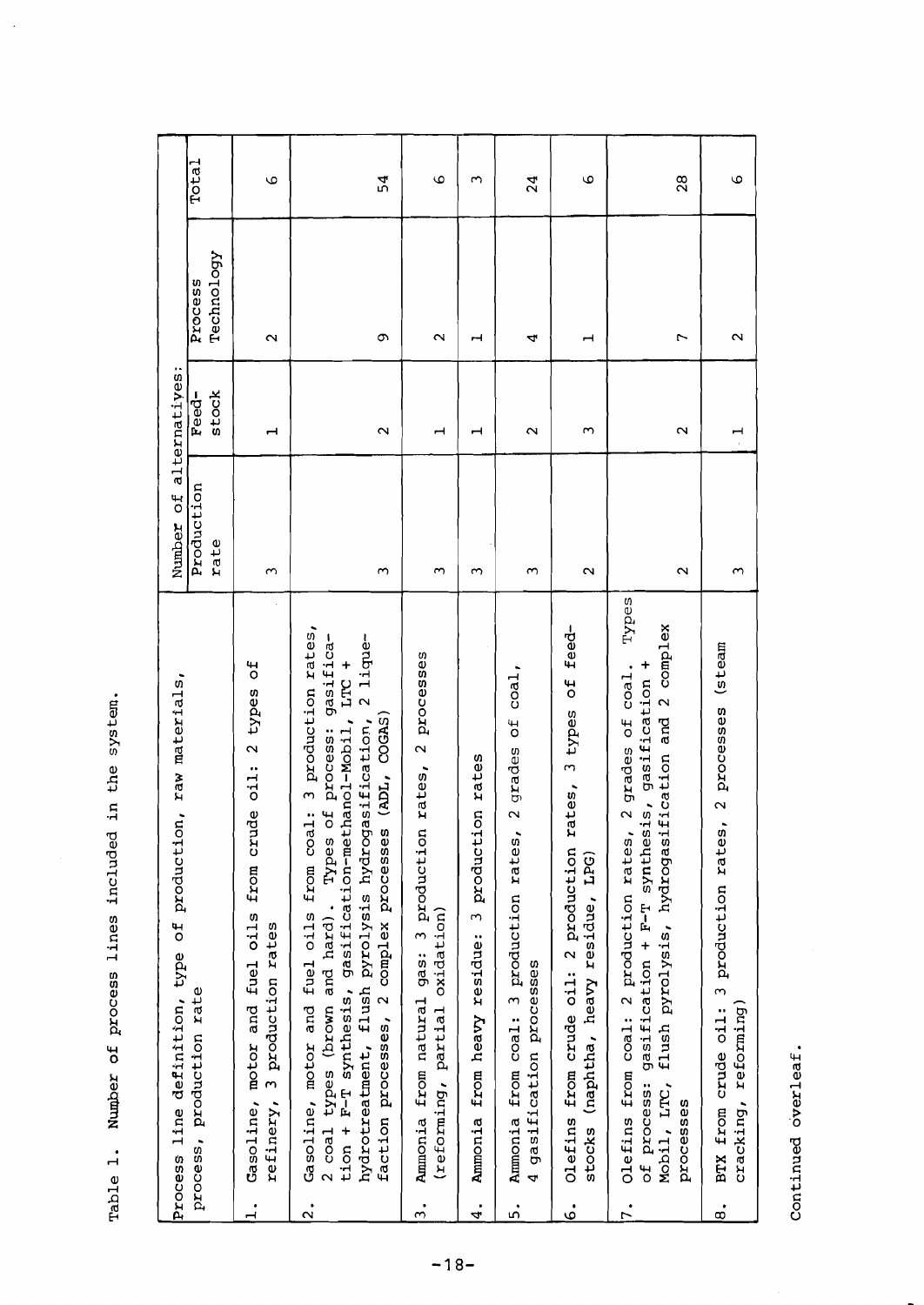Table 1. Number of process lines included in the system.

| Process line definition, type of production, raw materials, process, production rate | Number of alternatives: | | | |
|---|---|---|---|---|
| | Production rate | Feed-stock | Process Technology | Total |
| 1. Gasoline, motor and fuel oils from crude oil: 2 types of refinery, 3 production rates | 3 | 1 | 2 | 6 |
| 2. Gasoline, motor and fuel oils from coal: 3 production rates, 2 coal types (brown and hard). Types of process: gasification + F-T synthesis, gasification-methanol-Mobil, LTC + hydrotreatment, flush pyrolysis hydrogasification, 2 liquefaction processes, 2 complex processes (ADL, COGAS) | 3 | 2 | 9 | 54 |
| 3. Ammonia from natural gas: 3 production rates, 2 processes (reforming, partial oxidation) | 3 | 1 | 2 | 6 |
| 4. Ammonia from heavy residue: 3 production rates | 3 | 1 | 1 | 3 |
| 5. Ammonia from coal: 3 production rates, 2 grades of coal, 4 gasification processes | 3 | 2 | 4 | 24 |
| 6. Olefins from crude oil: 2 production rates, 3 types of feedstocks (naphtha, heavy residue, LPG) | 2 | 3 | 1 | 6 |
| 7. Olefins from coal: 2 production rates, 2 grades of coal. Types of process: gasification + F-T synthesis, gasification + Mobil, LTC, flush pyrolysis, hydrogasification and 2 complex processes | 2 | 2 | 7 | 28 |
| 8. BTX from crude oil: 3 production rates, 2 processes (steam cracking, reforming) | 3 | 1 | 2 | 6 |

Continued overleaf.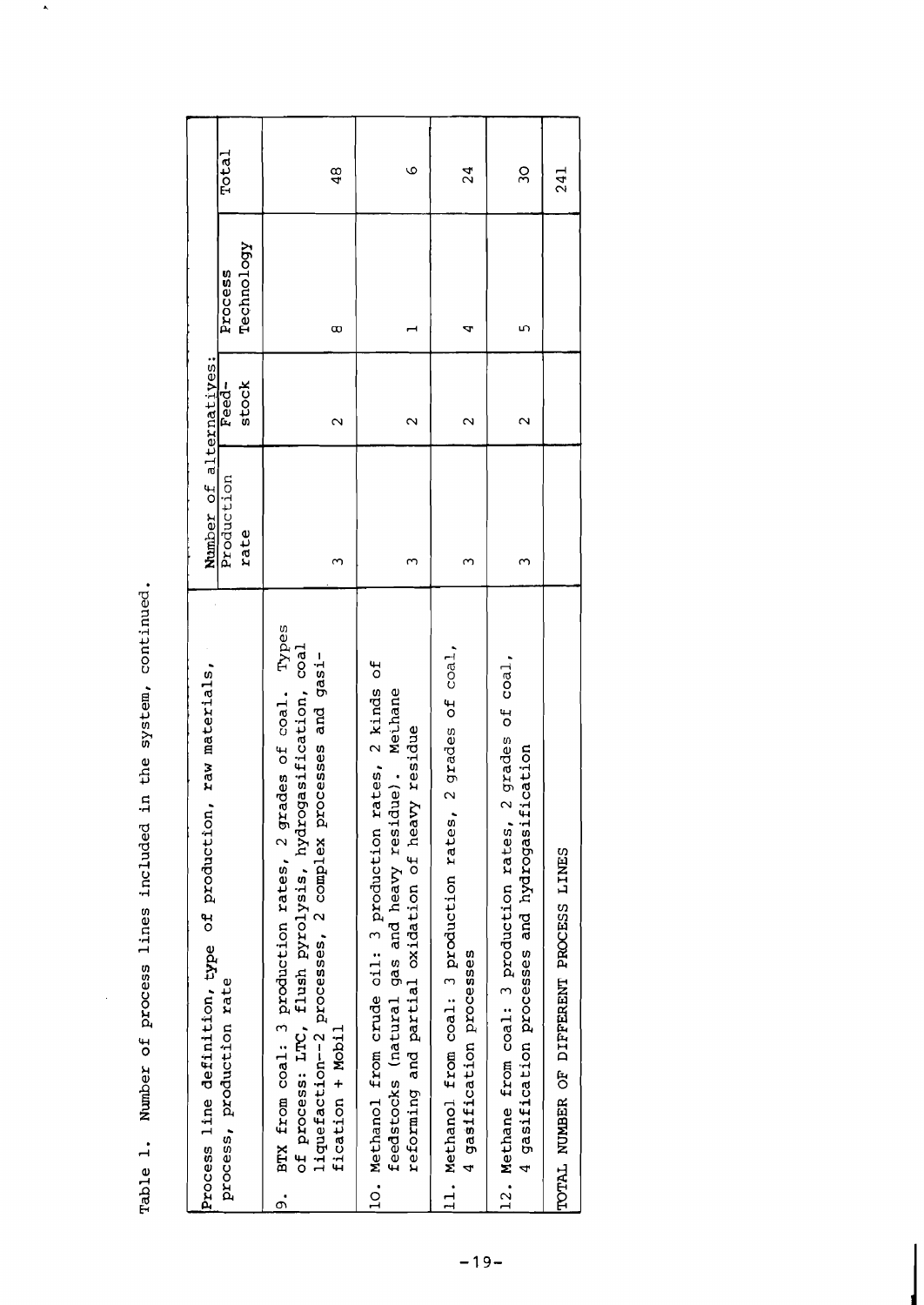Table 1. Number of process lines included in the system, continued.

| Process line definition, type of production, raw materials, process, production rate | Number of alternatives: | | | |
|---|---|---|---|---|
| | Production rate | Feed-stock | Process Technology | Total |
| 9. BTX from coal: 3 production rates, 2 grades of coal. Types of process: LTC, flush pyrolysis, hydrogasification, coal liquefaction--2 processes, 2 complex processes and gasification + Mobil | 3 | 2 | 8 | 48 |
| 10. Methanol from crude oil: 3 production rates, 2 kinds of feedstocks (natural gas and heavy residue). Methane reforming and partial oxidation of heavy residue | 3 | 2 | 1 | 6 |
| 11. Methanol from coal: 3 production rates, 2 grades of coal, 4 gasification processes | 3 | 2 | 4 | 24 |
| 12. Methane from coal: 3 production rates, 2 grades of coal, 4 gasification processes and hydrogasification | 3 | 2 | 5 | 30 |
| TOTAL NUMBER OF DIFFERENT PROCESS LINES | | | | 241 |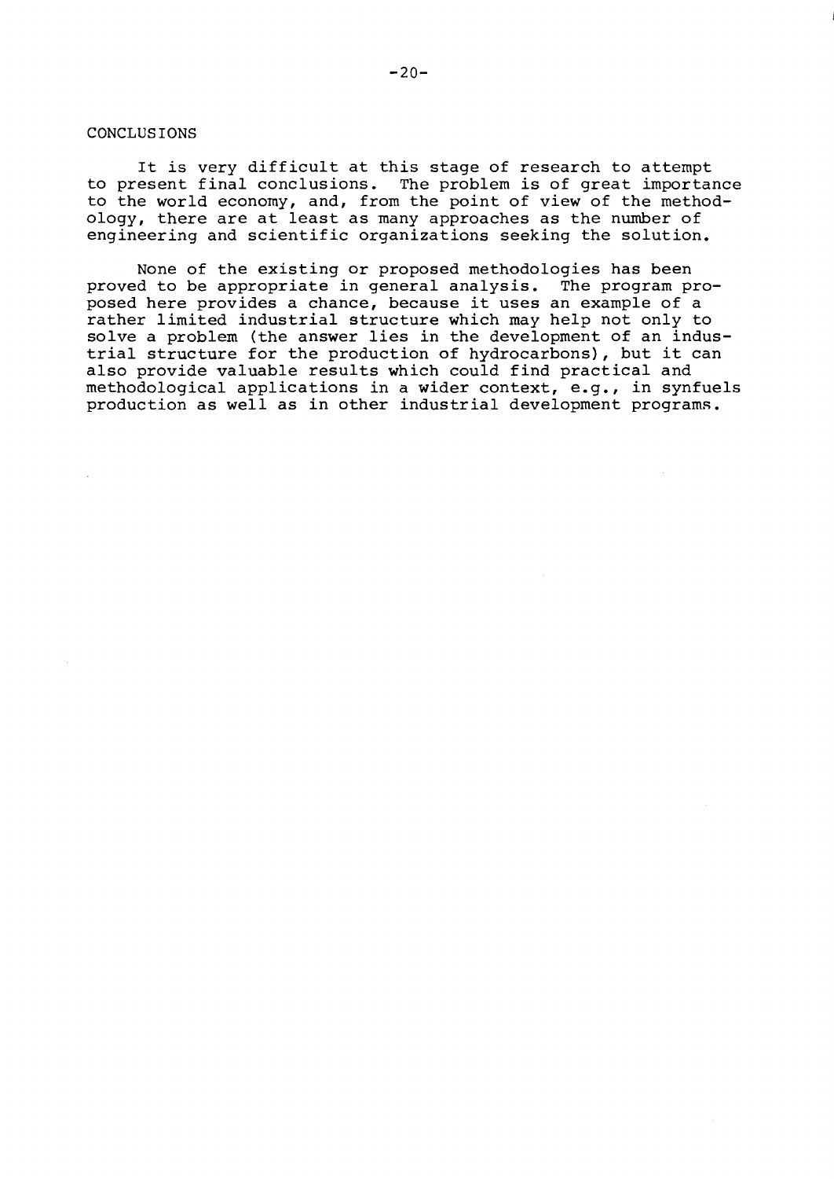## CONCLUSIONS

It is very difficult at this stage of research to attempt to present final conclusions. The problem is of great importance to the world economy, and, from the point of view of the methodology, there are at least as many approaches as the number of engineering and scientific organizations seeking the solution.

None of the existing or proposed methodologies has been proved to be appropriate in general analysis. The program proposed here provides a chance, because it uses an example of a rather limited industrial structure which may help not only to solve a problem (the answer lies in the development of an industrial structure for the production of hydrocarbons), but it can also provide valuable results which could find practical and methodological applications in a wider context, e.g., in synfuels production as well as in other industrial development programs.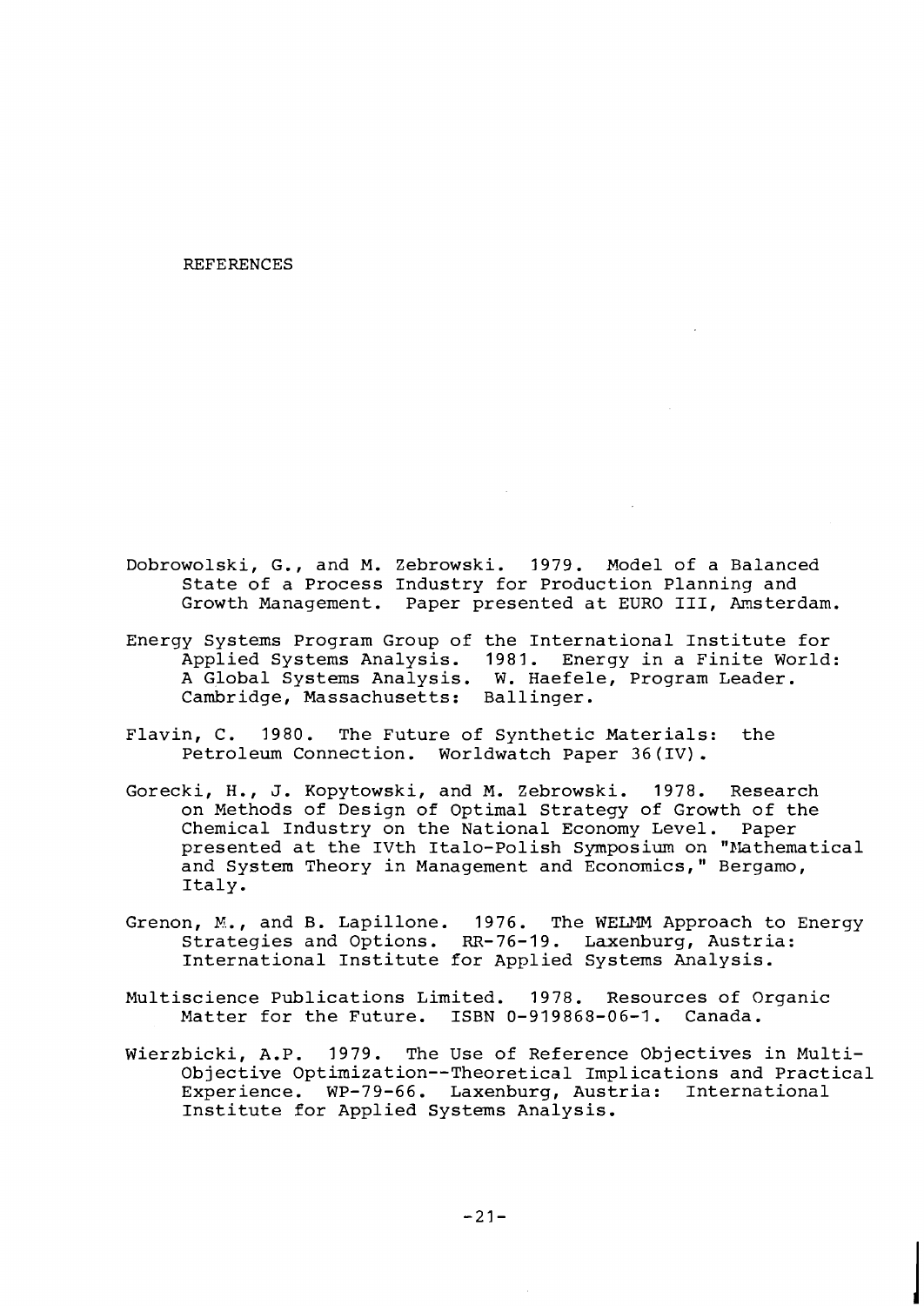# REFERENCES

Dobrowolski, G., and M. Zebrowski. 1979. Model of a Balanced State of a Process Industry for Production Planning and Growth Management. Paper presented at EURO III, Amsterdam.

Energy Systems Program Group of the International Institute for Applied Systems Analysis. 1981. Energy in a Finite World: A Global Systems Analysis. W. Haefele, Program Leader. Cambridge, Massachusetts: Ballinger.

Flavin, C. 1980. The Future of Synthetic Materials: the Petroleum Connection. Worldwatch Paper 36(IV).

Gorecki, H., J. Kopytowski, and M. Zebrowski. 1978. Research on Methods of Design of Optimal Strategy of Growth of the Chemical Industry on the National Economy Level. Paper presented at the IVth Italo-Polish Symposium on "Mathematical and System Theory in Management and Economics," Bergamo, Italy.

Grenon, M., and B. Lapillone. 1976. The WELMM Approach to Energy Strategies and Options. RR-76-19. Laxenburg, Austria: International Institute for Applied Systems Analysis.

Multiscience Publications Limited. 1978. Resources of Organic Matter for the Future. ISBN 0-919868-06-1. Canada.

Wierzbicki, A.P. 1979. The Use of Reference Objectives in Multi-Objective Optimization--Theoretical Implications and Practical Experience. WP-79-66. Laxenburg, Austria: International Institute for Applied Systems Analysis.